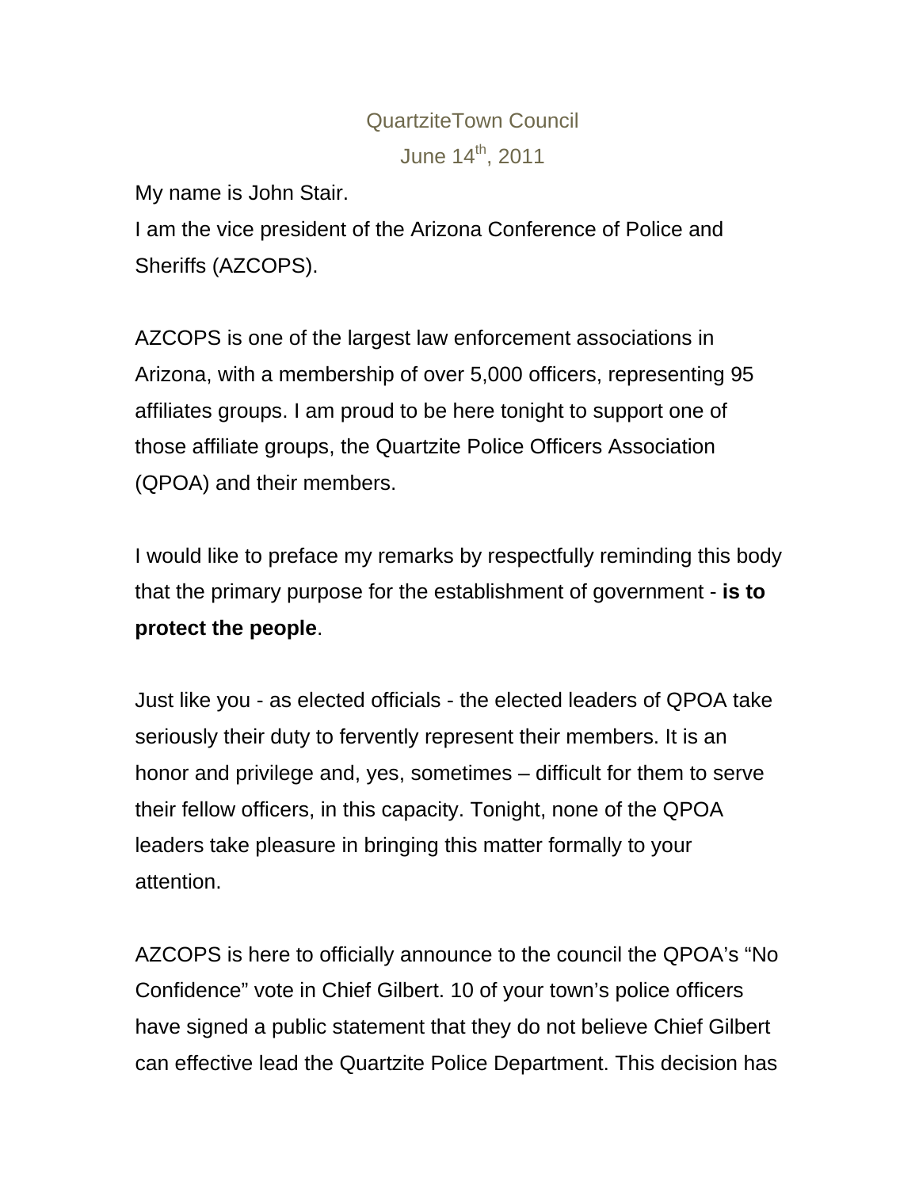QuartziteTown Council

June 14th, 2011

My name is John Stair.
I am the vice president of the Arizona Conference of Police and Sheriffs (AZCOPS).

AZCOPS is one of the largest law enforcement associations in Arizona, with a membership of over 5,000 officers, representing 95 affiliates groups. I am proud to be here tonight to support one of those affiliate groups, the Quartzite Police Officers Association (QPOA) and their members.

I would like to preface my remarks by respectfully reminding this body that the primary purpose for the establishment of government - **is to protect the people**.

Just like you - as elected officials - the elected leaders of QPOA take seriously their duty to fervently represent their members. It is an honor and privilege and, yes, sometimes – difficult for them to serve their fellow officers, in this capacity. Tonight, none of the QPOA leaders take pleasure in bringing this matter formally to your attention.

AZCOPS is here to officially announce to the council the QPOA's "No Confidence" vote in Chief Gilbert. 10 of your town's police officers have signed a public statement that they do not believe Chief Gilbert can effective lead the Quartzite Police Department. This decision has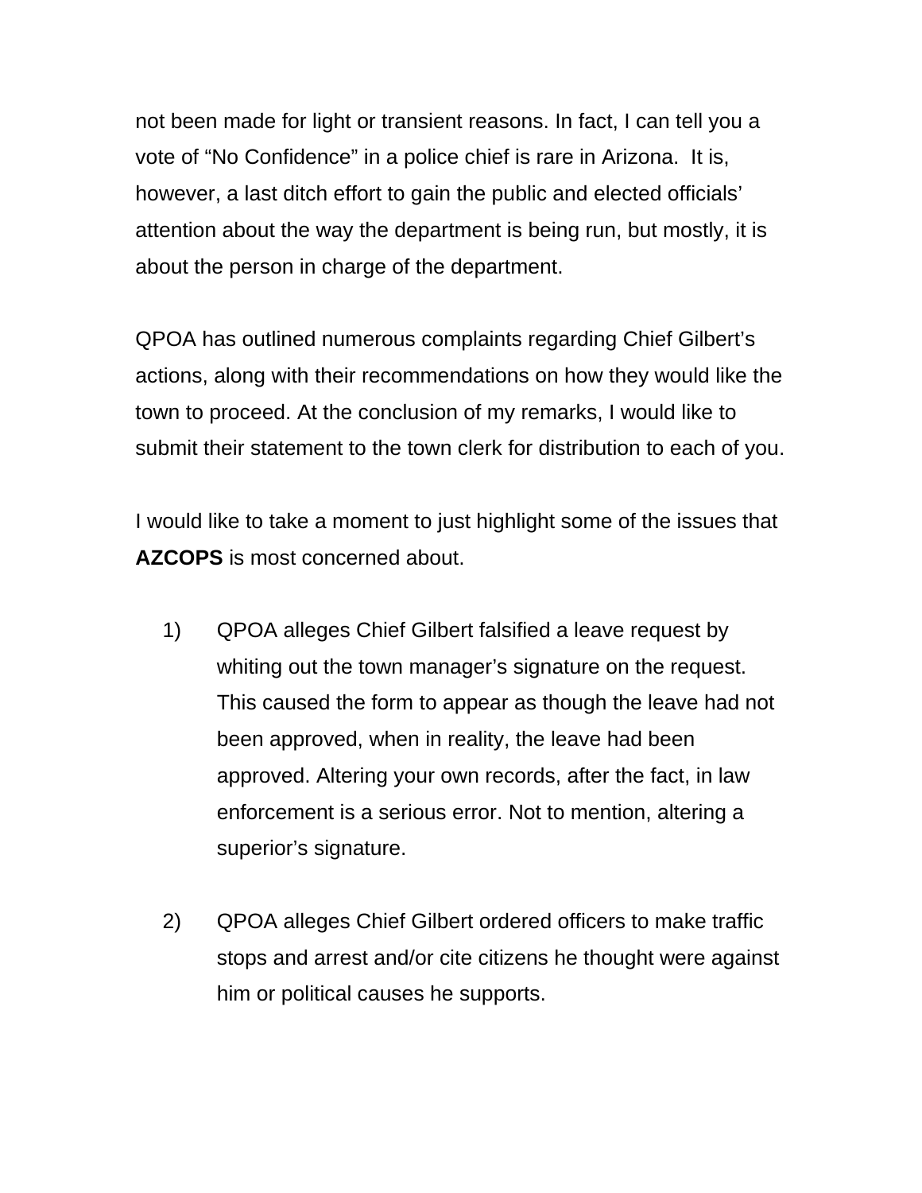not been made for light or transient reasons. In fact, I can tell you a vote of “No Confidence” in a police chief is rare in Arizona. It is, however, a last ditch effort to gain the public and elected officials’ attention about the way the department is being run, but mostly, it is about the person in charge of the department.

QPOA has outlined numerous complaints regarding Chief Gilbert’s actions, along with their recommendations on how they would like the town to proceed. At the conclusion of my remarks, I would like to submit their statement to the town clerk for distribution to each of you.

I would like to take a moment to just highlight some of the issues that **AZCOPS** is most concerned about.

1) QPOA alleges Chief Gilbert falsified a leave request by whiting out the town manager’s signature on the request. This caused the form to appear as though the leave had not been approved, when in reality, the leave had been approved. Altering your own records, after the fact, in law enforcement is a serious error. Not to mention, altering a superior’s signature.

2) QPOA alleges Chief Gilbert ordered officers to make traffic stops and arrest and/or cite citizens he thought were against him or political causes he supports.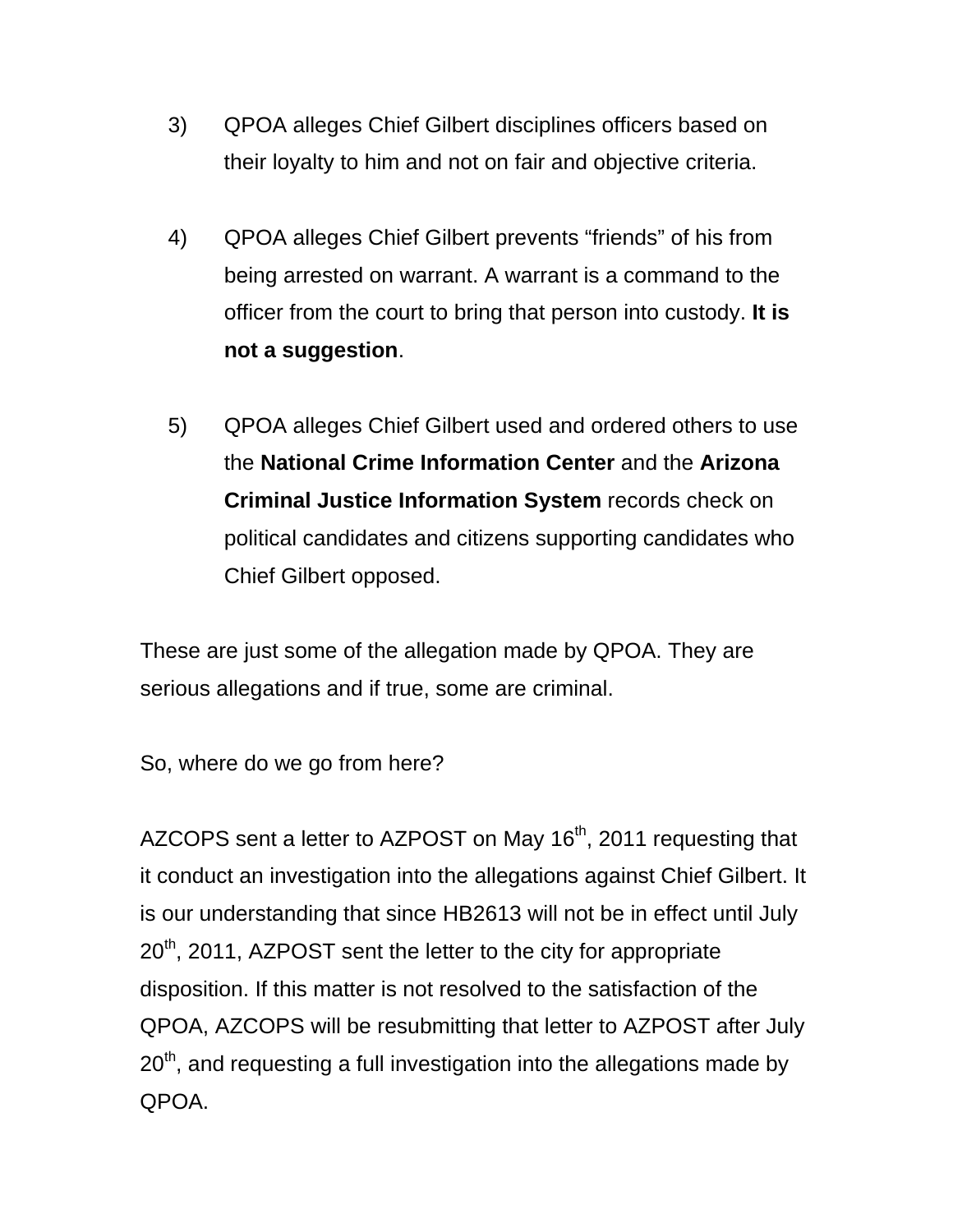3) QPOA alleges Chief Gilbert disciplines officers based on their loyalty to him and not on fair and objective criteria.

4) QPOA alleges Chief Gilbert prevents "friends" of his from being arrested on warrant. A warrant is a command to the officer from the court to bring that person into custody. **It is not a suggestion**.

5) QPOA alleges Chief Gilbert used and ordered others to use the **National Crime Information Center** and the **Arizona Criminal Justice Information System** records check on political candidates and citizens supporting candidates who Chief Gilbert opposed.

These are just some of the allegation made by QPOA. They are serious allegations and if true, some are criminal.

So, where do we go from here?

AZCOPS sent a letter to AZPOST on May 16th, 2011 requesting that it conduct an investigation into the allegations against Chief Gilbert. It is our understanding that since HB2613 will not be in effect until July 20th, 2011, AZPOST sent the letter to the city for appropriate disposition. If this matter is not resolved to the satisfaction of the QPOA, AZCOPS will be resubmitting that letter to AZPOST after July 20th, and requesting a full investigation into the allegations made by QPOA.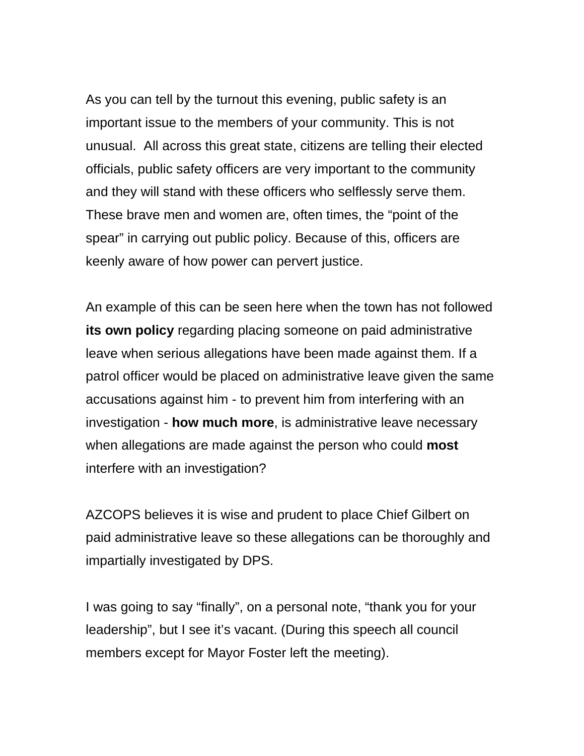As you can tell by the turnout this evening, public safety is an important issue to the members of your community. This is not unusual.  All across this great state, citizens are telling their elected officials, public safety officers are very important to the community and they will stand with these officers who selflessly serve them. These brave men and women are, often times, the “point of the spear” in carrying out public policy. Because of this, officers are keenly aware of how power can pervert justice.

An example of this can be seen here when the town has not followed **its own policy** regarding placing someone on paid administrative leave when serious allegations have been made against them. If a patrol officer would be placed on administrative leave given the same accusations against him - to prevent him from interfering with an investigation - **how much more**, is administrative leave necessary when allegations are made against the person who could **most** interfere with an investigation?

AZCOPS believes it is wise and prudent to place Chief Gilbert on paid administrative leave so these allegations can be thoroughly and impartially investigated by DPS.

I was going to say “finally”, on a personal note, “thank you for your leadership”, but I see it’s vacant. (During this speech all council members except for Mayor Foster left the meeting).